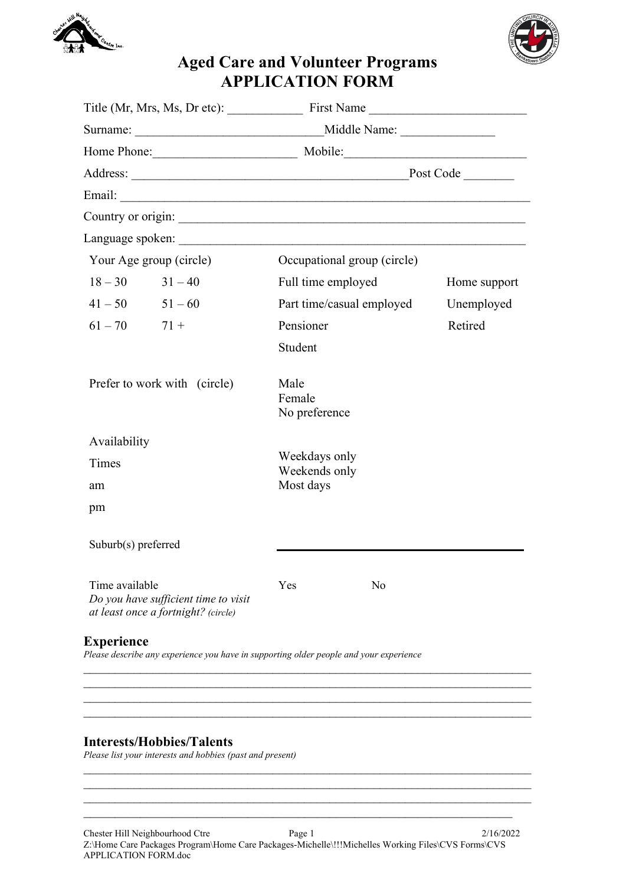# Aged Care and Volunteer Programs
# APPLICATION FORM

Title (Mr, Mrs, Ms, Dr etc): ____________ First Name _________________________

Surname: ______________________________Middle Name: _______________

Home Phone:_______________________ Mobile:______________________________

Address: ____________________________________________Post Code ________

Email: _____________________________________________________________________

Country or origin: ________________________________________________________

Language spoken: ________________________________________________________

| Your Age group (circle) | | Occupational group (circle) | |
|---|---|---|---|
| 18 – 30 | 31 – 40 | Full time employed | Home support |
| 41 – 50 | 51 – 60 | Part time/casual employed | Unemployed |
| 61 – 70 | 71 + | Pensioner | Retired |
| | | Student | |

Prefer to work with (circle)

- Male
- Female
- No preference

Availability

Times

am

pm

- Weekdays only
- Weekends only
- Most days

Suburb(s) preferred ________________________________

Time available
*Do you have sufficient time to visit at least once a fortnight? (circle)*

Yes No

## Experience

*Please describe any experience you have in supporting older people and your experience*

_____________________________________________________________________________
_____________________________________________________________________________
_____________________________________________________________________________
_____________________________________________________________________________

## Interests/Hobbies/Talents

*Please list your interests and hobbies (past and present)*

_____________________________________________________________________________
_____________________________________________________________________________
_____________________________________________________________________________
_____________________________________________________________________________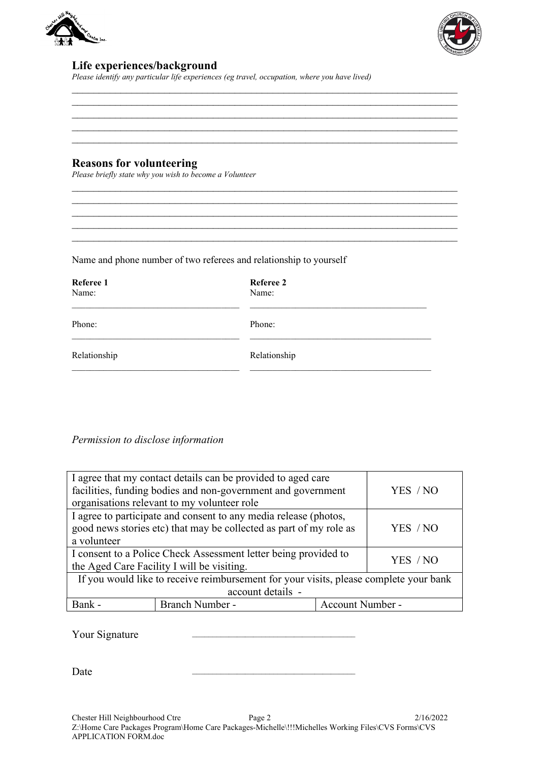## Life experiences/background

*Please identify any particular life experiences (eg travel, occupation, where you have lived)*

______________________________________________________________________________
______________________________________________________________________________
______________________________________________________________________________
______________________________________________________________________________
______________________________________________________________________________

## Reasons for volunteering

*Please briefly state why you wish to become a Volunteer*

______________________________________________________________________________
______________________________________________________________________________
______________________________________________________________________________
______________________________________________________________________________
______________________________________________________________________________

Name and phone number of two referees and relationship to yourself

**Referee 1**
Name:
____________________________________

Phone:
____________________________________

Relationship
____________________________________

**Referee 2**
Name:
____________________________________

Phone:
____________________________________

Relationship
____________________________________

*Permission to disclose information*

| | | |
|---|---|---|
| I agree that my contact details can be provided to aged care facilities, funding bodies and non-government and government organisations relevant to my volunteer role | | YES / NO |
| I agree to participate and consent to any media release (photos, good news stories etc) that may be collected as part of my role as a volunteer | | YES / NO |
| I consent to a Police Check Assessment letter being provided to the Aged Care Facility I will be visiting. | | YES / NO |
| If you would like to receive reimbursement for your visits, please complete your bank account details - | | |
| Bank - | Branch Number - | Account Number - |

Your Signature ________________________________

Date ________________________________